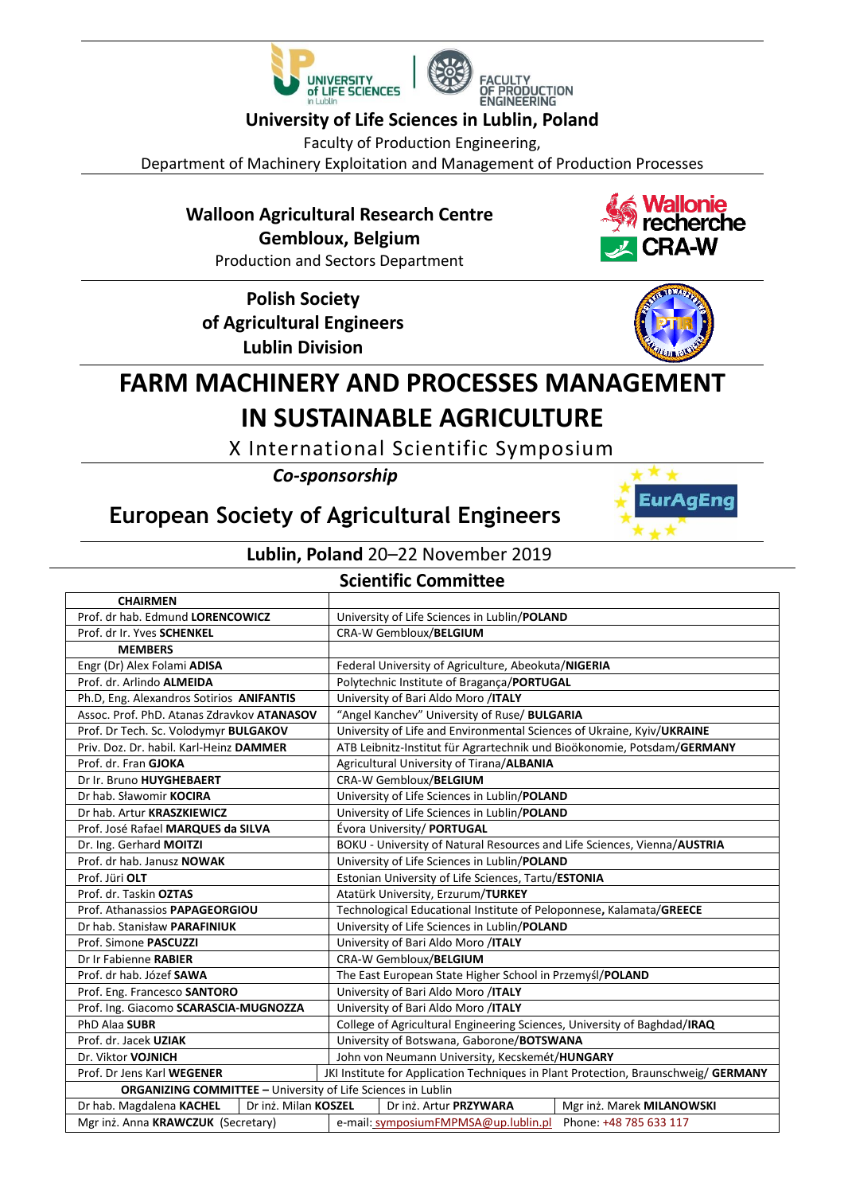**University of Life Sciences in Lublin, Poland**

Faculty of Production Engineering,

Department of Machinery Exploitation and Management of Production Processes

**Walloon Agricultural Research Centre**

**Gembloux, Belgium**

Production and Sectors Department

**Polish Society**

**of Agricultural Engineers**

**Lublin Division**

# FARM MACHINERY AND PROCESSES MANAGEMENT IN SUSTAINABLE AGRICULTURE

X International Scientific Symposium

***Co-sponsorship***

## European Society of Agricultural Engineers

**Lublin, Poland** 20–22 November 2019

## Scientific Committee

| **CHAIRMEN** | |
|---|---|
| Prof. dr hab. Edmund **LORENCOWICZ** | University of Life Sciences in Lublin/**POLAND** |
| Prof. dr Ir. Yves **SCHENKEL** | CRA-W Gembloux/**BELGIUM** |
| **MEMBERS** | |
| Engr (Dr) Alex Folami **ADISA** | Federal University of Agriculture, Abeokuta/**NIGERIA** |
| Prof. dr. Arlindo **ALMEIDA** | Polytechnic Institute of Bragança/**PORTUGAL** |
| Ph.D, Eng. Alexandros Sotirios **ANIFANTIS** | University of Bari Aldo Moro /**ITALY** |
| Assoc. Prof. PhD. Atanas Zdravkov **ATANASOV** | "Angel Kanchev" University of Ruse/ **BULGARIA** |
| Prof. Dr Tech. Sc. Volodymyr **BULGAKOV** | University of Life and Environmental Sciences of Ukraine, Kyiv/**UKRAINE** |
| Priv. Doz. Dr. habil. Karl-Heinz **DAMMER** | ATB Leibnitz-Institut für Agrartechnik und Bioökonomie, Potsdam/**GERMANY** |
| Prof. dr. Fran **GJOKA** | Agricultural University of Tirana/**ALBANIA** |
| Dr Ir. Bruno **HUYGHEBAERT** | CRA-W Gembloux/**BELGIUM** |
| Dr hab. Sławomir **KOCIRA** | University of Life Sciences in Lublin/**POLAND** |
| Dr hab. Artur **KRASZKIEWICZ** | University of Life Sciences in Lublin/**POLAND** |
| Prof. José Rafael **MARQUES da SILVA** | Évora University/ **PORTUGAL** |
| Dr. Ing. Gerhard **MOITZI** | BOKU - University of Natural Resources and Life Sciences, Vienna/**AUSTRIA** |
| Prof. dr hab. Janusz **NOWAK** | University of Life Sciences in Lublin/**POLAND** |
| Prof. Jüri **OLT** | Estonian University of Life Sciences, Tartu/**ESTONIA** |
| Prof. dr. Taskin **OZTAS** | Atatürk University, Erzurum/**TURKEY** |
| Prof. Athanassios **PAPAGEORGIOU** | Technological Educational Institute of Peloponnese**,** Kalamata/**GREECE** |
| Dr hab. Stanisław **PARAFINIUK** | University of Life Sciences in Lublin/**POLAND** |
| Prof. Simone **PASCUZZI** | University of Bari Aldo Moro /**ITALY** |
| Dr Ir Fabienne **RABIER** | CRA-W Gembloux/**BELGIUM** |
| Prof. dr hab. Józef **SAWA** | The East European State Higher School in Przemyśl/**POLAND** |
| Prof. Eng. Francesco **SANTORO** | University of Bari Aldo Moro /**ITALY** |
| Prof. Ing. Giacomo **SCARASCIA-MUGNOZZA** | University of Bari Aldo Moro /**ITALY** |
| PhD Alaa **SUBR** | College of Agricultural Engineering Sciences, University of Baghdad/**IRAQ** |
| Prof. dr. Jacek **UZIAK** | University of Botswana, Gaborone/**BOTSWANA** |
| Dr. Viktor **VOJNICH** | John von Neumann University, Kecskemét/**HUNGARY** |
| Prof. Dr Jens Karl **WEGENER** | JKI Institute for Application Techniques in Plant Protection, Braunschweig/ **GERMANY** |

**ORGANIZING COMMITTEE –** University of Life Sciences in Lublin

| Dr hab. Magdalena **KACHEL** | Dr inż. Milan **KOSZEL** | Dr inż. Artur **PRZYWARA** | Mgr inż. Marek **MILANOWSKI** |
|---|---|---|---|
| Mgr inż. Anna **KRAWCZUK** (Secretary) | e-mail: symposiumFMPMSA@up.lublin.pl | Phone: +48 785 633 117 | |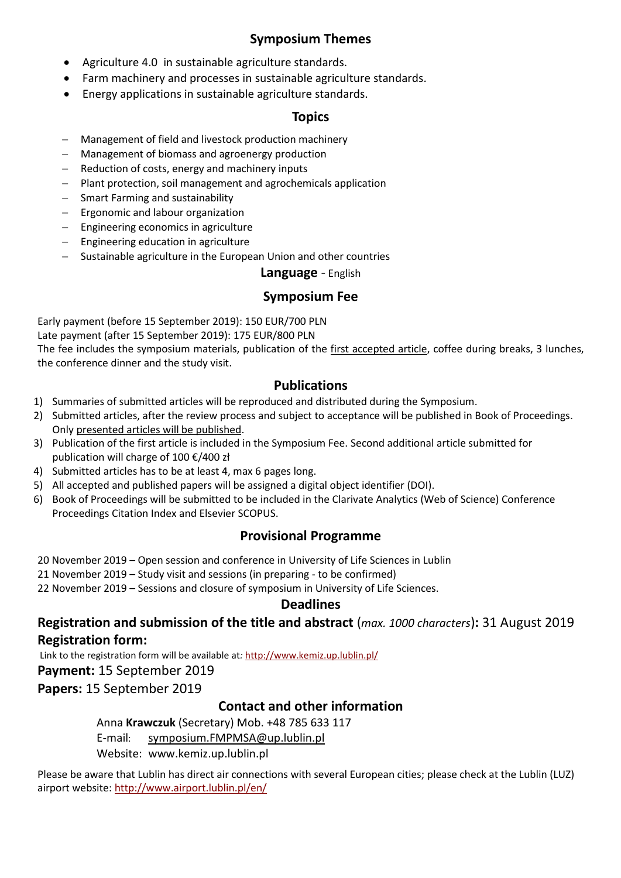## Symposium Themes

- Agriculture 4.0 in sustainable agriculture standards.
- Farm machinery and processes in sustainable agriculture standards.
- Energy applications in sustainable agriculture standards.

## Topics

- Management of field and livestock production machinery
- Management of biomass and agroenergy production
- Reduction of costs, energy and machinery inputs
- Plant protection, soil management and agrochemicals application
- Smart Farming and sustainability
- Ergonomic and labour organization
- Engineering economics in agriculture
- Engineering education in agriculture
- Sustainable agriculture in the European Union and other countries

**Language** - English

## Symposium Fee

Early payment (before 15 September 2019): 150 EUR/700 PLN
Late payment (after 15 September 2019): 175 EUR/800 PLN
The fee includes the symposium materials, publication of the first accepted article, coffee during breaks, 3 lunches, the conference dinner and the study visit.

## Publications

1) Summaries of submitted articles will be reproduced and distributed during the Symposium.
2) Submitted articles, after the review process and subject to acceptance will be published in Book of Proceedings. Only presented articles will be published.
3) Publication of the first article is included in the Symposium Fee. Second additional article submitted for publication will charge of 100 €/400 zł
4) Submitted articles has to be at least 4, max 6 pages long.
5) All accepted and published papers will be assigned a digital object identifier (DOI).
6) Book of Proceedings will be submitted to be included in the Clarivate Analytics (Web of Science) Conference Proceedings Citation Index and Elsevier SCOPUS.

## Provisional Programme

20 November 2019 – Open session and conference in University of Life Sciences in Lublin
21 November 2019 – Study visit and sessions (in preparing - to be confirmed)
22 November 2019 – Sessions and closure of symposium in University of Life Sciences.

## Deadlines

**Registration and submission of the title and abstract** (*max. 1000 characters*)**:** 31 August 2019

**Registration form:**

Link to the registration form will be available at*:* http://www.kemiz.up.lublin.pl/

**Payment:** 15 September 2019

**Papers:** 15 September 2019

## Contact and other information

Anna **Krawczuk** (Secretary) Mob. +48 785 633 117
E-mail: symposium.FMPMSA@up.lublin.pl
Website: www.kemiz.up.lublin.pl

Please be aware that Lublin has direct air connections with several European cities; please check at the Lublin (LUZ) airport website: http://www.airport.lublin.pl/en/